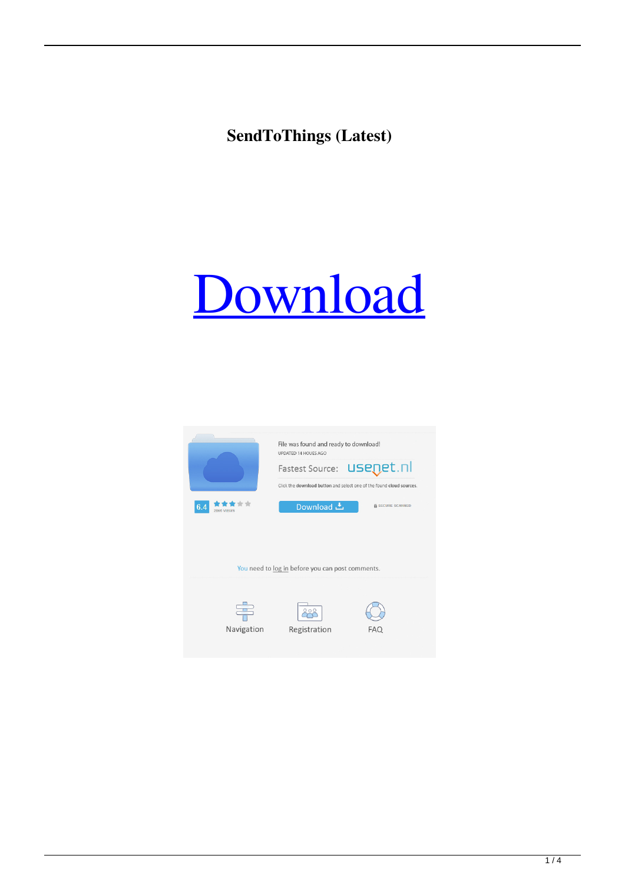# SendToThings (Latest)

Download

File was found and ready to download!

UPDATED 14 HOURS AGO

Fastest Source: usenet.nl

Click the download button and select one of the found cloud sources.

6.4

2886 VIEWS

Download

SECURE SCANNED

You need to log in before you can post comments.

Navigation

Registration

FAQ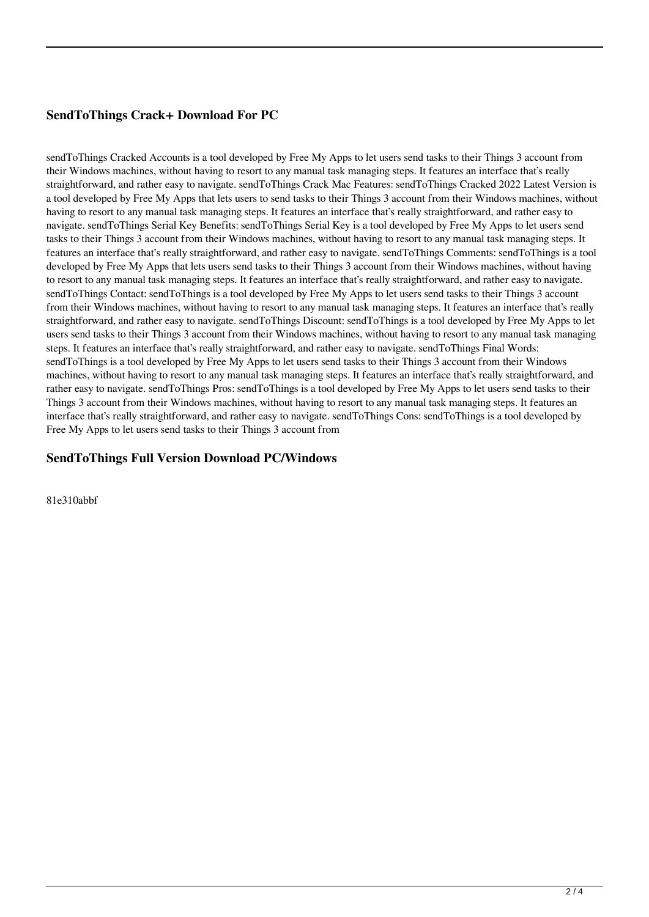## SendToThings Crack+ Download For PC

sendToThings Cracked Accounts is a tool developed by Free My Apps to let users send tasks to their Things 3 account from their Windows machines, without having to resort to any manual task managing steps. It features an interface that's really straightforward, and rather easy to navigate. sendToThings Crack Mac Features: sendToThings Cracked 2022 Latest Version is a tool developed by Free My Apps that lets users to send tasks to their Things 3 account from their Windows machines, without having to resort to any manual task managing steps. It features an interface that's really straightforward, and rather easy to navigate. sendToThings Serial Key Benefits: sendToThings Serial Key is a tool developed by Free My Apps to let users send tasks to their Things 3 account from their Windows machines, without having to resort to any manual task managing steps. It features an interface that's really straightforward, and rather easy to navigate. sendToThings Comments: sendToThings is a tool developed by Free My Apps that lets users send tasks to their Things 3 account from their Windows machines, without having to resort to any manual task managing steps. It features an interface that's really straightforward, and rather easy to navigate. sendToThings Contact: sendToThings is a tool developed by Free My Apps to let users send tasks to their Things 3 account from their Windows machines, without having to resort to any manual task managing steps. It features an interface that's really straightforward, and rather easy to navigate. sendToThings Discount: sendToThings is a tool developed by Free My Apps to let users send tasks to their Things 3 account from their Windows machines, without having to resort to any manual task managing steps. It features an interface that's really straightforward, and rather easy to navigate. sendToThings Final Words: sendToThings is a tool developed by Free My Apps to let users send tasks to their Things 3 account from their Windows machines, without having to resort to any manual task managing steps. It features an interface that's really straightforward, and rather easy to navigate. sendToThings Pros: sendToThings is a tool developed by Free My Apps to let users send tasks to their Things 3 account from their Windows machines, without having to resort to any manual task managing steps. It features an interface that's really straightforward, and rather easy to navigate. sendToThings Cons: sendToThings is a tool developed by Free My Apps to let users send tasks to their Things 3 account from

## SendToThings Full Version Download PC/Windows

81e310abbf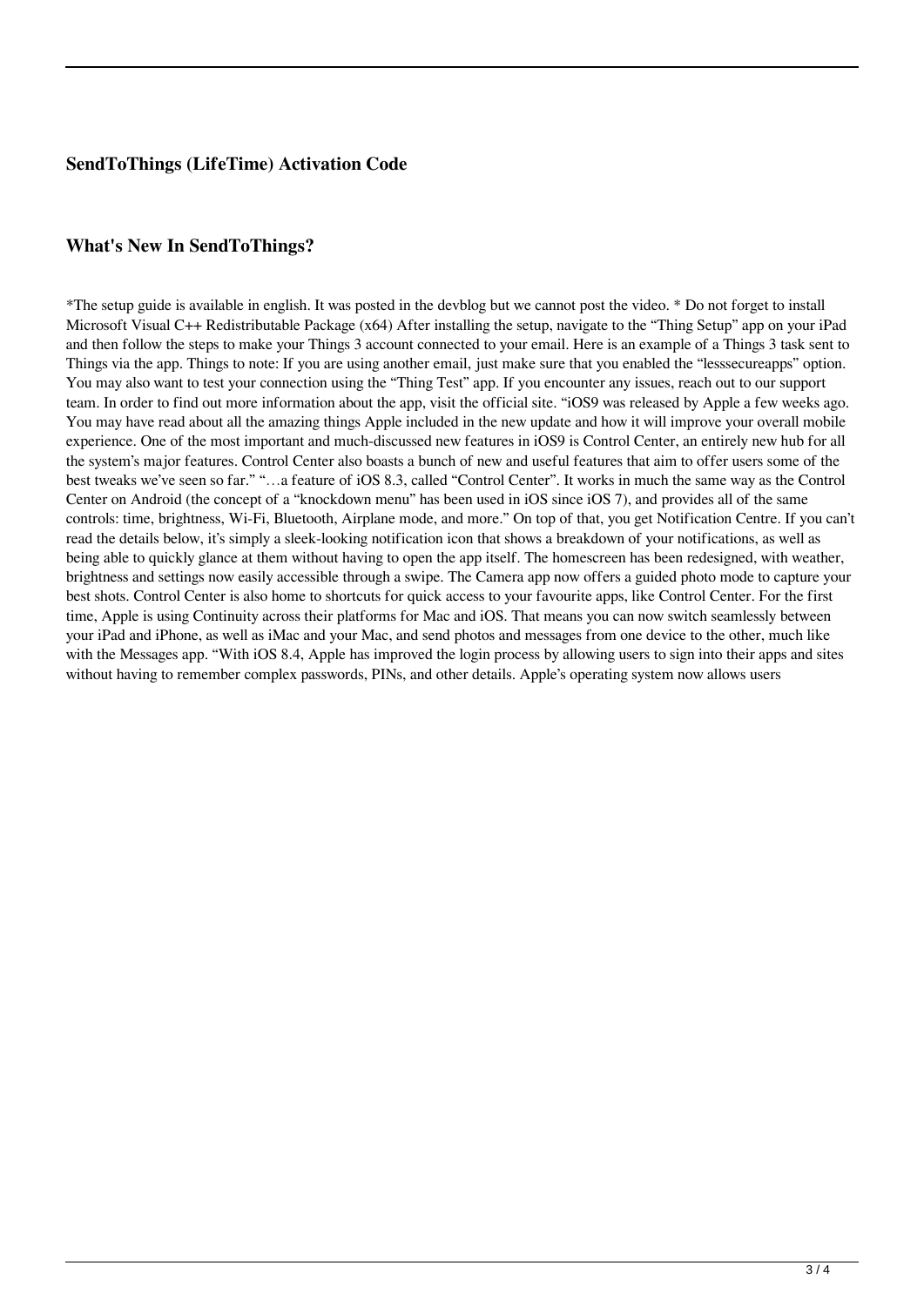## SendToThings (LifeTime) Activation Code

## What's New In SendToThings?

*The setup guide is available in english. It was posted in the devblog but we cannot post the video. * Do not forget to install Microsoft Visual C++ Redistributable Package (x64) After installing the setup, navigate to the "Thing Setup" app on your iPad and then follow the steps to make your Things 3 account connected to your email. Here is an example of a Things 3 task sent to Things via the app. Things to note: If you are using another email, just make sure that you enabled the "lesssecureapps" option. You may also want to test your connection using the "Thing Test" app. If you encounter any issues, reach out to our support team. In order to find out more information about the app, visit the official site. "iOS9 was released by Apple a few weeks ago. You may have read about all the amazing things Apple included in the new update and how it will improve your overall mobile experience. One of the most important and much-discussed new features in iOS9 is Control Center, an entirely new hub for all the system's major features. Control Center also boasts a bunch of new and useful features that aim to offer users some of the best tweaks we've seen so far." "…a feature of iOS 8.3, called "Control Center". It works in much the same way as the Control Center on Android (the concept of a "knockdown menu" has been used in iOS since iOS 7), and provides all of the same controls: time, brightness, Wi-Fi, Bluetooth, Airplane mode, and more." On top of that, you get Notification Centre. If you can't read the details below, it's simply a sleek-looking notification icon that shows a breakdown of your notifications, as well as being able to quickly glance at them without having to open the app itself. The homescreen has been redesigned, with weather, brightness and settings now easily accessible through a swipe. The Camera app now offers a guided photo mode to capture your best shots. Control Center is also home to shortcuts for quick access to your favourite apps, like Control Center. For the first time, Apple is using Continuity across their platforms for Mac and iOS. That means you can now switch seamlessly between your iPad and iPhone, as well as iMac and your Mac, and send photos and messages from one device to the other, much like with the Messages app. "With iOS 8.4, Apple has improved the login process by allowing users to sign into their apps and sites without having to remember complex passwords, PINs, and other details. Apple's operating system now allows users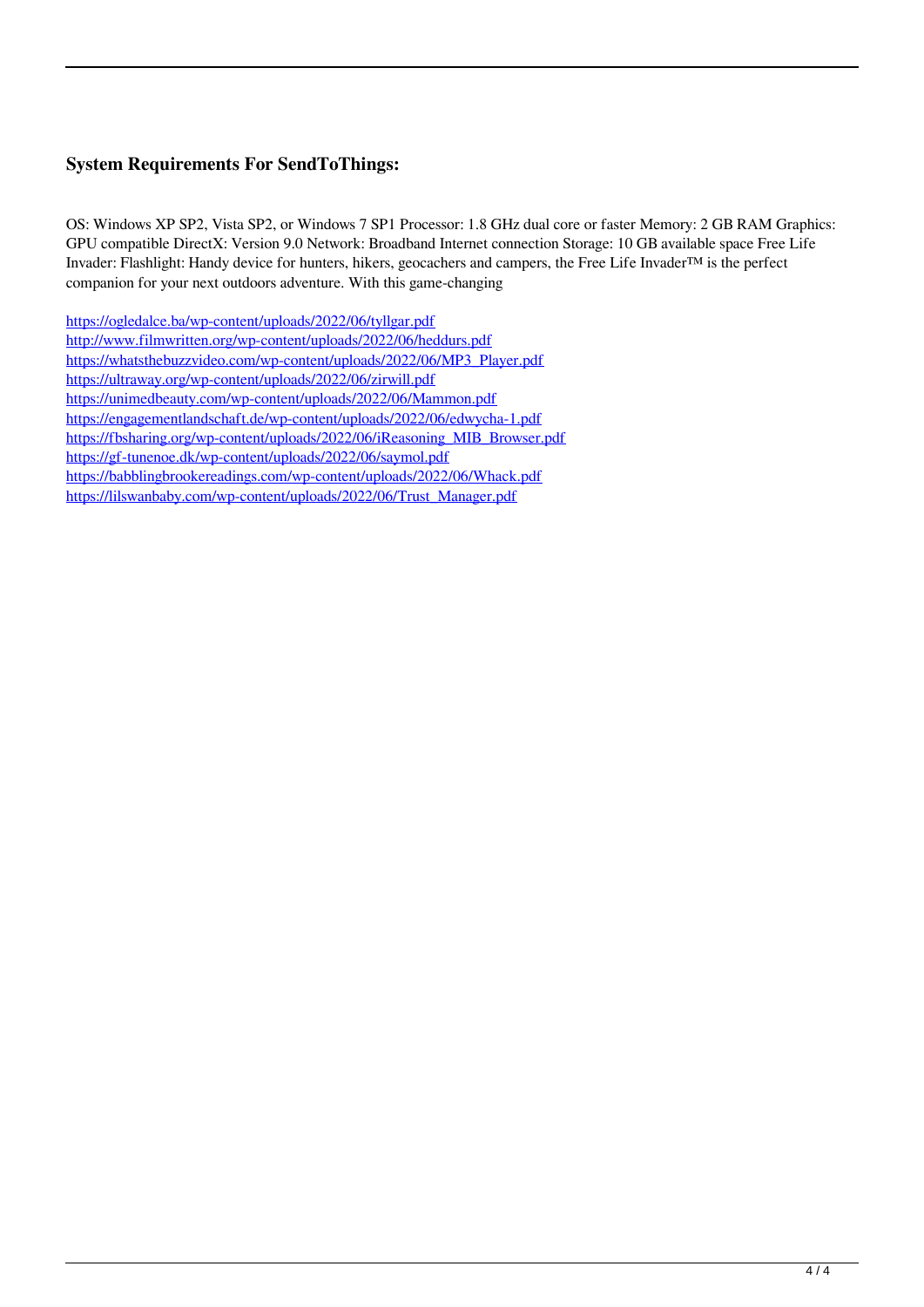### System Requirements For SendToThings:

OS: Windows XP SP2, Vista SP2, or Windows 7 SP1 Processor: 1.8 GHz dual core or faster Memory: 2 GB RAM Graphics: GPU compatible DirectX: Version 9.0 Network: Broadband Internet connection Storage: 10 GB available space Free Life Invader: Flashlight: Handy device for hunters, hikers, geocachers and campers, the Free Life Invader™ is the perfect companion for your next outdoors adventure. With this game-changing

https://ogledalce.ba/wp-content/uploads/2022/06/tyllgar.pdf
http://www.filmwritten.org/wp-content/uploads/2022/06/heddurs.pdf
https://whatsthebuzzvideo.com/wp-content/uploads/2022/06/MP3_Player.pdf
https://ultraway.org/wp-content/uploads/2022/06/zirwill.pdf
https://unimedbeauty.com/wp-content/uploads/2022/06/Mammon.pdf
https://engagementlandschaft.de/wp-content/uploads/2022/06/edwycha-1.pdf
https://fbsharing.org/wp-content/uploads/2022/06/iReasoning_MIB_Browser.pdf
https://gf-tunenoe.dk/wp-content/uploads/2022/06/saymol.pdf
https://babblingbrookereadings.com/wp-content/uploads/2022/06/Whack.pdf
https://lilswanbaby.com/wp-content/uploads/2022/06/Trust_Manager.pdf